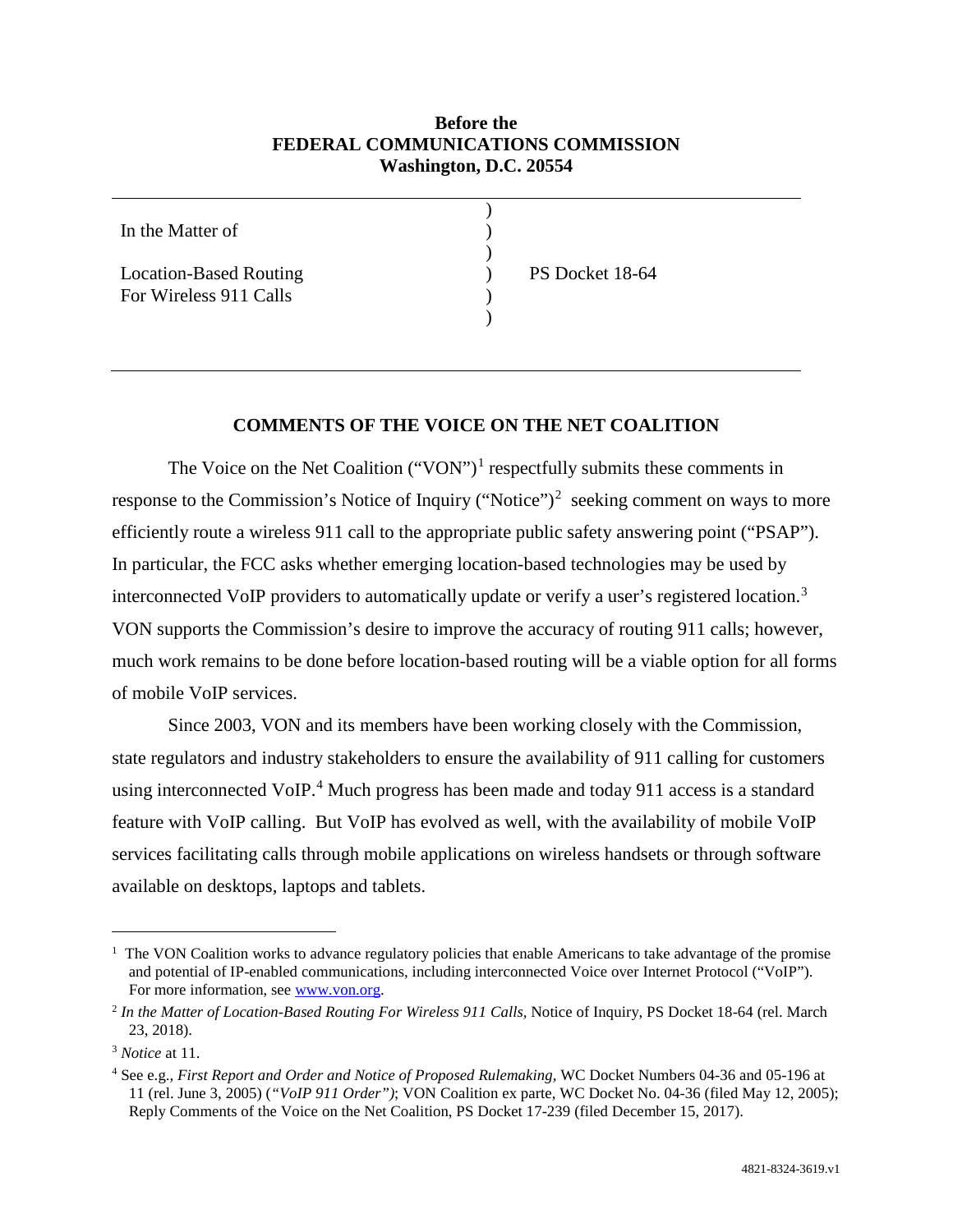**Before the**
**FEDERAL COMMUNICATIONS COMMISSION**
**Washington, D.C. 20554**

| | |
|---|---|
| In the Matter of<br><br>Location-Based Routing<br>For Wireless 911 Calls | PS Docket 18-64 |

## COMMENTS OF THE VOICE ON THE NET COALITION

The Voice on the Net Coalition ("VON")[1] respectfully submits these comments in response to the Commission's Notice of Inquiry ("Notice")[2] seeking comment on ways to more efficiently route a wireless 911 call to the appropriate public safety answering point ("PSAP"). In particular, the FCC asks whether emerging location-based technologies may be used by interconnected VoIP providers to automatically update or verify a user's registered location.[3] VON supports the Commission's desire to improve the accuracy of routing 911 calls; however, much work remains to be done before location-based routing will be a viable option for all forms of mobile VoIP services.

Since 2003, VON and its members have been working closely with the Commission, state regulators and industry stakeholders to ensure the availability of 911 calling for customers using interconnected VoIP.[4] Much progress has been made and today 911 access is a standard feature with VoIP calling. But VoIP has evolved as well, with the availability of mobile VoIP services facilitating calls through mobile applications on wireless handsets or through software available on desktops, laptops and tablets.

---

[1] The VON Coalition works to advance regulatory policies that enable Americans to take advantage of the promise and potential of IP-enabled communications, including interconnected Voice over Internet Protocol ("VoIP"). For more information, see www.von.org.

[2] *In the Matter of Location-Based Routing For Wireless 911 Calls,* Notice of Inquiry, PS Docket 18-64 (rel. March 23, 2018).

[3] *Notice* at 11.

[4] See e.g., *First Report and Order and Notice of Proposed Rulemaking,* WC Docket Numbers 04-36 and 05-196 at 11 (rel. June 3, 2005) (*"VoIP 911 Order")*; VON Coalition ex parte, WC Docket No. 04-36 (filed May 12, 2005); Reply Comments of the Voice on the Net Coalition, PS Docket 17-239 (filed December 15, 2017).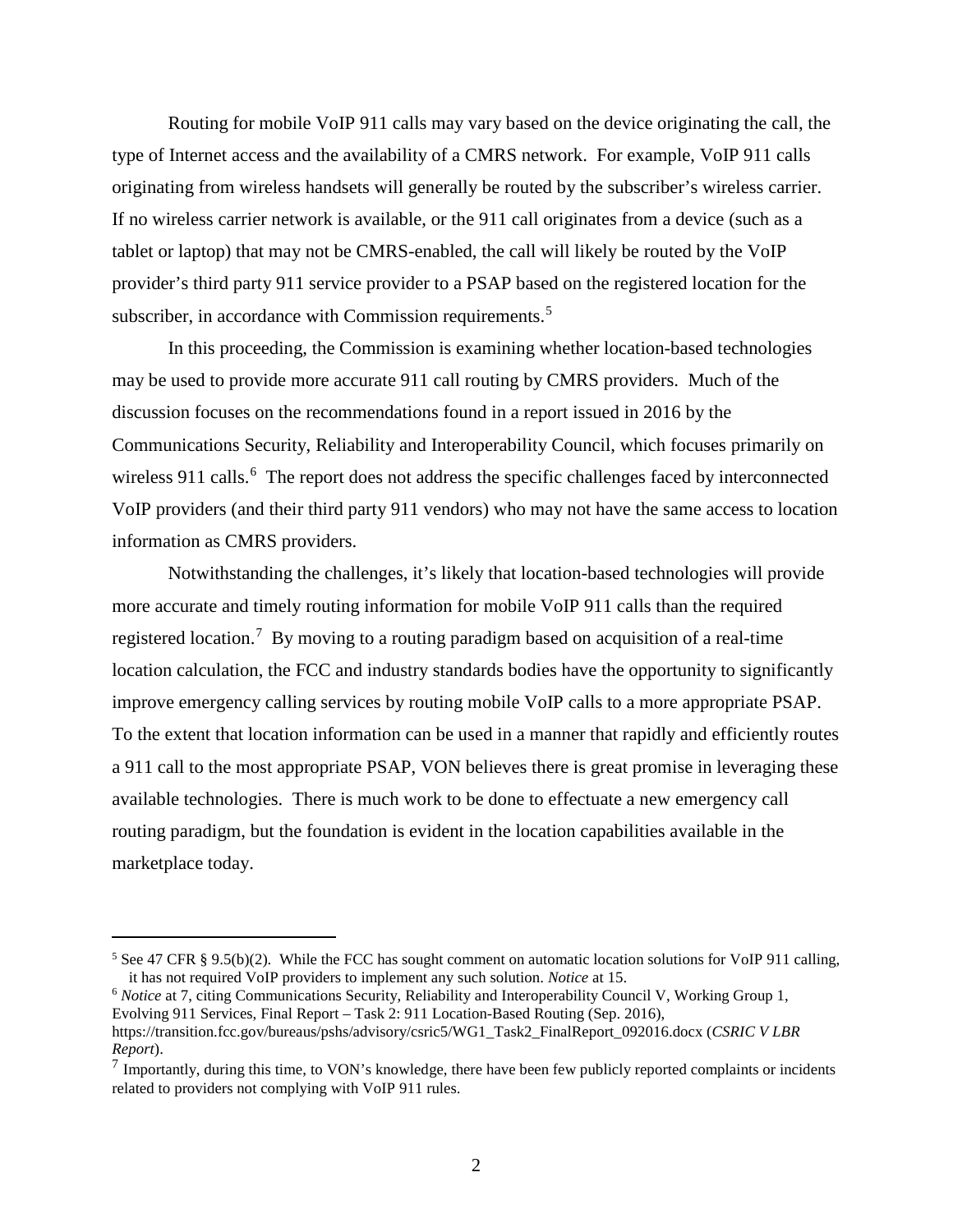Routing for mobile VoIP 911 calls may vary based on the device originating the call, the type of Internet access and the availability of a CMRS network. For example, VoIP 911 calls originating from wireless handsets will generally be routed by the subscriber's wireless carrier. If no wireless carrier network is available, or the 911 call originates from a device (such as a tablet or laptop) that may not be CMRS-enabled, the call will likely be routed by the VoIP provider's third party 911 service provider to a PSAP based on the registered location for the subscriber, in accordance with Commission requirements.[5]

In this proceeding, the Commission is examining whether location-based technologies may be used to provide more accurate 911 call routing by CMRS providers. Much of the discussion focuses on the recommendations found in a report issued in 2016 by the Communications Security, Reliability and Interoperability Council, which focuses primarily on wireless 911 calls.[6] The report does not address the specific challenges faced by interconnected VoIP providers (and their third party 911 vendors) who may not have the same access to location information as CMRS providers.

Notwithstanding the challenges, it's likely that location-based technologies will provide more accurate and timely routing information for mobile VoIP 911 calls than the required registered location.[7] By moving to a routing paradigm based on acquisition of a real-time location calculation, the FCC and industry standards bodies have the opportunity to significantly improve emergency calling services by routing mobile VoIP calls to a more appropriate PSAP. To the extent that location information can be used in a manner that rapidly and efficiently routes a 911 call to the most appropriate PSAP, VON believes there is great promise in leveraging these available technologies. There is much work to be done to effectuate a new emergency call routing paradigm, but the foundation is evident in the location capabilities available in the marketplace today.

---

[5] See 47 CFR § 9.5(b)(2). While the FCC has sought comment on automatic location solutions for VoIP 911 calling, it has not required VoIP providers to implement any such solution. *Notice* at 15.

[6] *Notice* at 7, citing Communications Security, Reliability and Interoperability Council V, Working Group 1, Evolving 911 Services, Final Report – Task 2: 911 Location-Based Routing (Sep. 2016), https://transition.fcc.gov/bureaus/pshs/advisory/csric5/WG1_Task2_FinalReport_092016.docx (*CSRIC V LBR Report*).

[7] Importantly, during this time, to VON's knowledge, there have been few publicly reported complaints or incidents related to providers not complying with VoIP 911 rules.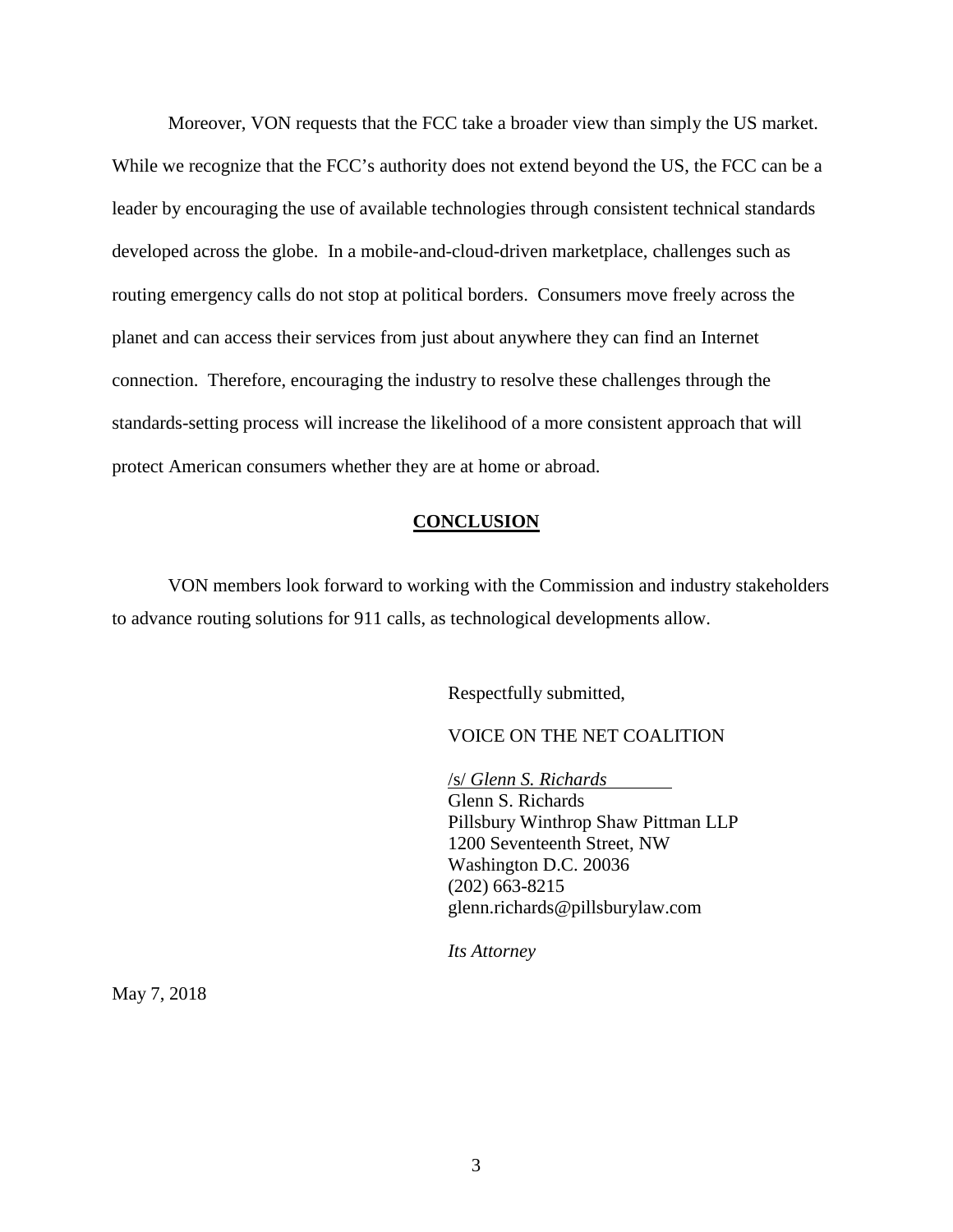Moreover, VON requests that the FCC take a broader view than simply the US market. While we recognize that the FCC's authority does not extend beyond the US, the FCC can be a leader by encouraging the use of available technologies through consistent technical standards developed across the globe. In a mobile-and-cloud-driven marketplace, challenges such as routing emergency calls do not stop at political borders. Consumers move freely across the planet and can access their services from just about anywhere they can find an Internet connection. Therefore, encouraging the industry to resolve these challenges through the standards-setting process will increase the likelihood of a more consistent approach that will protect American consumers whether they are at home or abroad.

## CONCLUSION

VON members look forward to working with the Commission and industry stakeholders to advance routing solutions for 911 calls, as technological developments allow.

Respectfully submitted,

VOICE ON THE NET COALITION

/s/ *Glenn S. Richards*
Glenn S. Richards
Pillsbury Winthrop Shaw Pittman LLP
1200 Seventeenth Street, NW
Washington D.C. 20036
(202) 663-8215
glenn.richards@pillsburylaw.com

*Its Attorney*

May 7, 2018